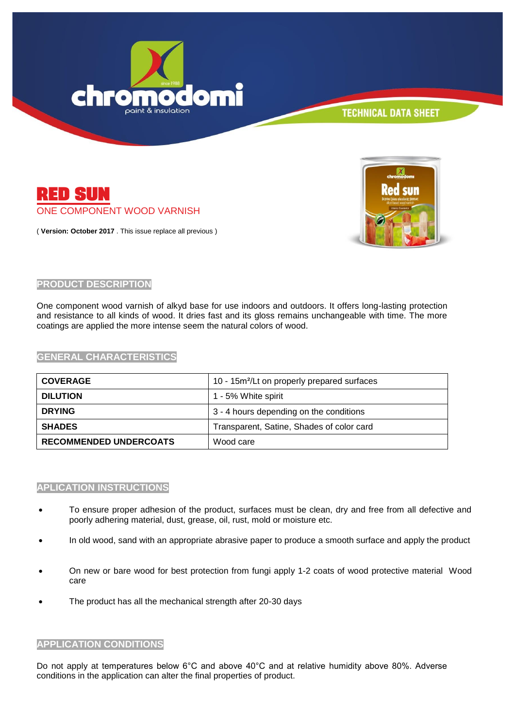# RED SUN

ONE COMPONENT WOOD VARNISH

( **Version: October 2017** . This issue replace all previous )

## PRODUCT DESCRIPTION

One component wood varnish of alkyd base for use indoors and outdoors. It offers long-lasting protection and resistance to all kinds of wood. It dries fast and its gloss remains unchangeable with time. The more coatings are applied the more intense seem the natural colors of wood.

## GENERAL CHARACTERISTICS

| | |
|---|---|
| **COVERAGE** | 10 - 15m²/Lt on properly prepared surfaces |
| **DILUTION** | 1 - 5% White spirit |
| **DRYING** | 3 - 4 hours depending on the conditions |
| **SHADES** | Transparent, Satine, Shades of color card |
| **RECOMMENDED UNDERCOATS** | Wood care |

## APLICATION INSTRUCTIONS

- To ensure proper adhesion of the product, surfaces must be clean, dry and free from all defective and poorly adhering material, dust, grease, oil, rust, mold or moisture etc.
- In old wood, sand with an appropriate abrasive paper to produce a smooth surface and apply the product
- On new or bare wood for best protection from fungi apply 1-2 coats of wood protective material Wood care
- The product has all the mechanical strength after 20-30 days

## APPLICATION CONDITIONS

Do not apply at temperatures below 6°C and above 40°C and at relative humidity above 80%. Adverse conditions in the application can alter the final properties of product.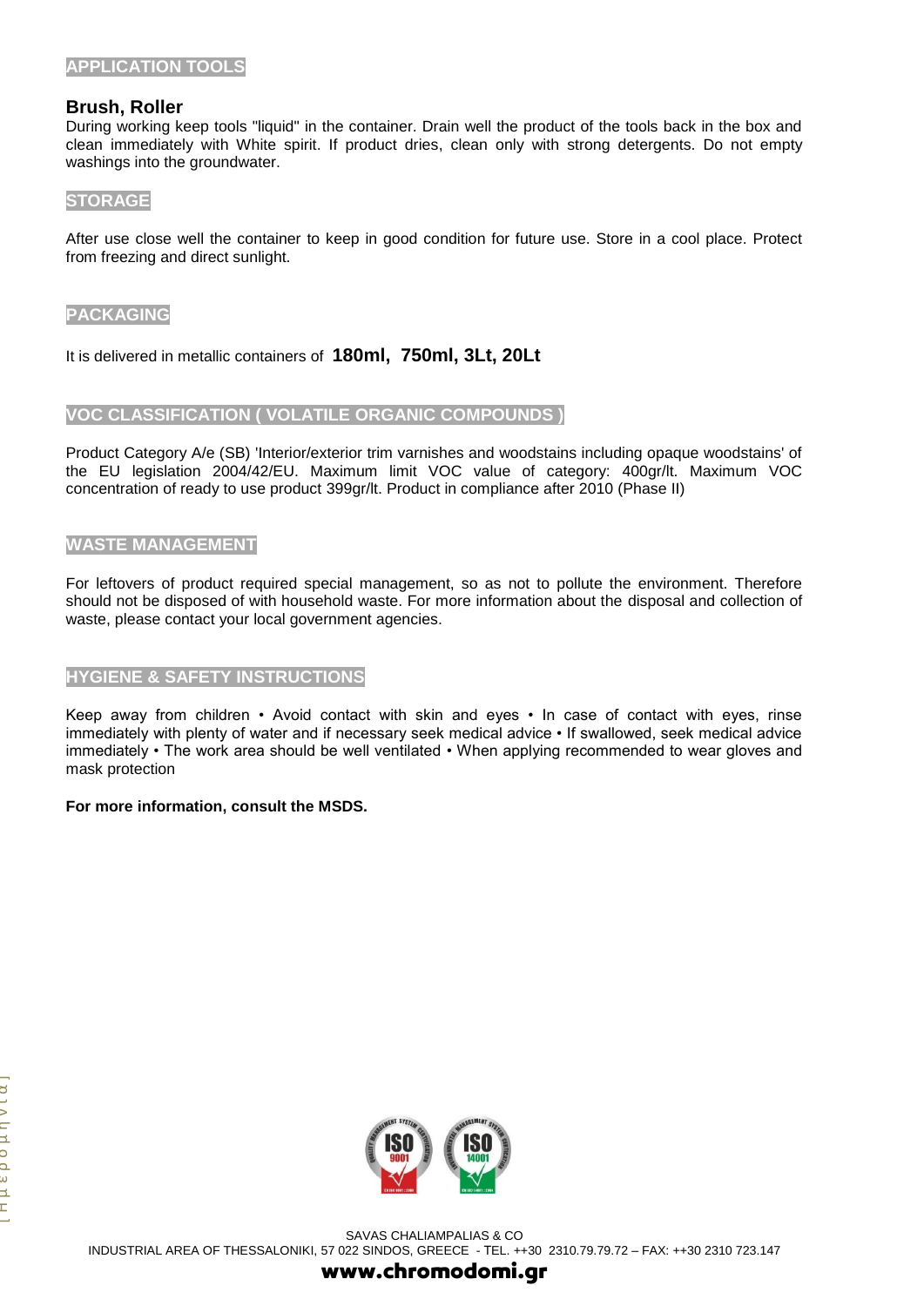## APPLICATION TOOLS

### Brush, Roller

During working keep tools "liquid" in the container. Drain well the product of the tools back in the box and clean immediately with White spirit. If product dries, clean only with strong detergents. Do not empty washings into the groundwater.

## STORAGE

After use close well the container to keep in good condition for future use. Store in a cool place. Protect from freezing and direct sunlight.

## PACKAGING

It is delivered in metallic containers of **180ml, 750ml, 3Lt, 20Lt**

## VOC CLASSIFICATION ( VOLATILE ORGANIC COMPOUNDS )

Product Category A/e (SB) 'Interior/exterior trim varnishes and woodstains including opaque woodstains' of the EU legislation 2004/42/EU. Maximum limit VOC value of category: 400gr/lt. Maximum VOC concentration of ready to use product 399gr/lt. Product in compliance after 2010 (Phase II)

## WASTE MANAGEMENT

For leftovers of product required special management, so as not to pollute the environment. Therefore should not be disposed of with household waste. For more information about the disposal and collection of waste, please contact your local government agencies.

## HYGIENE & SAFETY INSTRUCTIONS

Keep away from children • Avoid contact with skin and eyes • In case of contact with eyes, rinse immediately with plenty of water and if necessary seek medical advice • If swallowed, seek medical advice immediately • The work area should be well ventilated • When applying recommended to wear gloves and mask protection

**For more information, consult the MSDS.**

SAVAS CHALIAMPALIAS & CO
INDUSTRIAL AREA OF THESSALONIKI, 57 022 SINDOS, GREECE - TEL. ++30 2310.79.79.72 – FAX: ++30 2310 723.147

**www.chromodomi.gr**